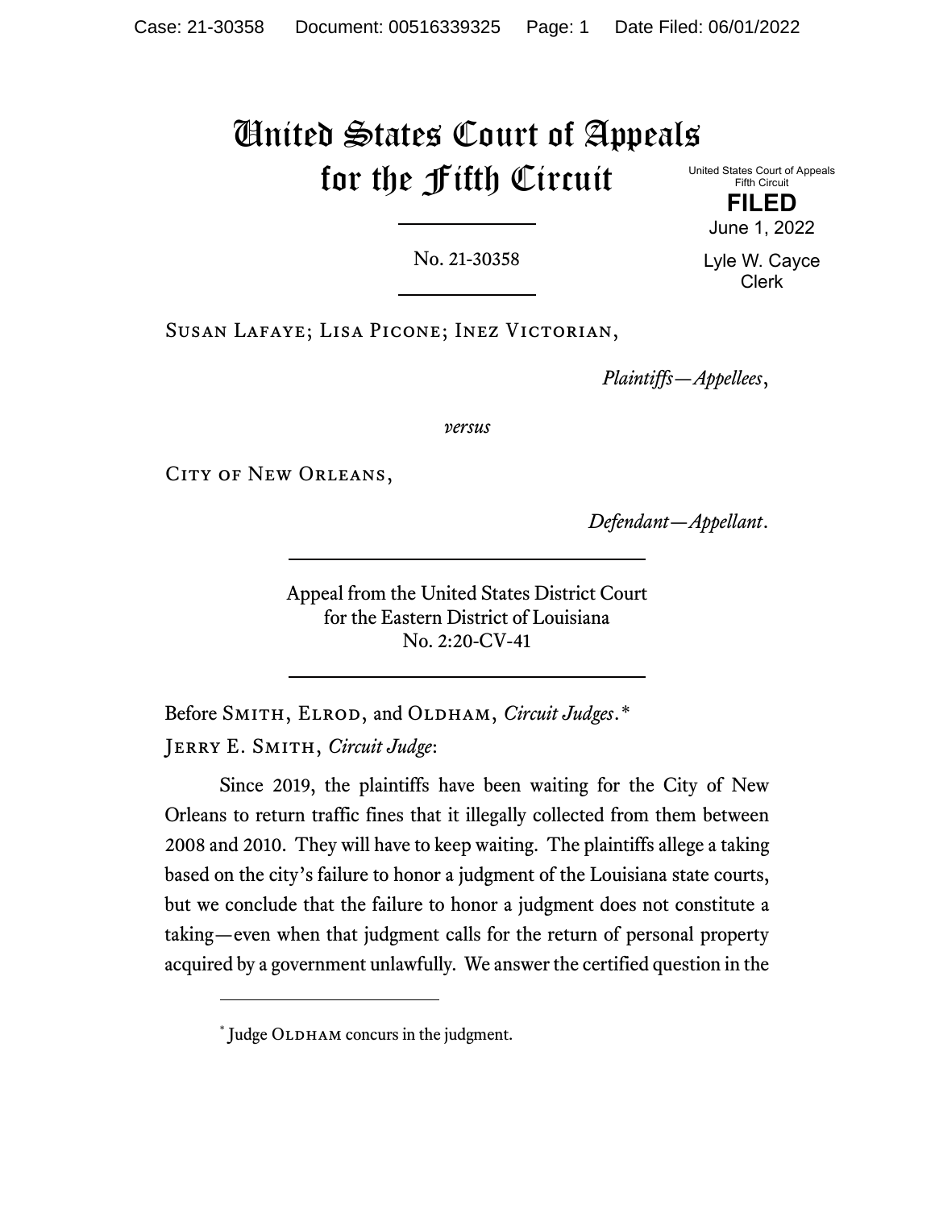# United States Court of Appeals for the Fifth Circuit

United States Court of Appeals
Fifth Circuit

**FILED**

June 1, 2022

Lyle W. Cayce
Clerk

No. 21-30358

Susan Lafaye; Lisa Picone; Inez Victorian,

*Plaintiffs—Appellees*,

*versus*

City of New Orleans,

*Defendant—Appellant*.

Appeal from the United States District Court
for the Eastern District of Louisiana
No. 2:20-CV-41

Before Smith, Elrod, and Oldham, *Circuit Judges*.*

Jerry E. Smith, *Circuit Judge*:

Since 2019, the plaintiffs have been waiting for the City of New Orleans to return traffic fines that it illegally collected from them between 2008 and 2010. They will have to keep waiting. The plaintiffs allege a taking based on the city's failure to honor a judgment of the Louisiana state courts, but we conclude that the failure to honor a judgment does not constitute a taking—even when that judgment calls for the return of personal property acquired by a government unlawfully. We answer the certified question in the

---

\* Judge Oldham concurs in the judgment.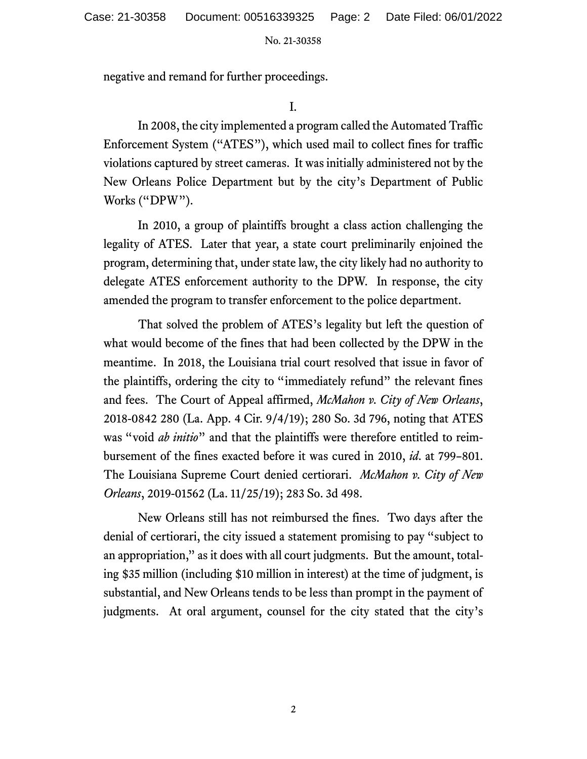negative and remand for further proceedings.

I.

In 2008, the city implemented a program called the Automated Traffic Enforcement System ("ATES"), which used mail to collect fines for traffic violations captured by street cameras. It was initially administered not by the New Orleans Police Department but by the city's Department of Public Works ("DPW").

In 2010, a group of plaintiffs brought a class action challenging the legality of ATES. Later that year, a state court preliminarily enjoined the program, determining that, under state law, the city likely had no authority to delegate ATES enforcement authority to the DPW. In response, the city amended the program to transfer enforcement to the police department.

That solved the problem of ATES's legality but left the question of what would become of the fines that had been collected by the DPW in the meantime. In 2018, the Louisiana trial court resolved that issue in favor of the plaintiffs, ordering the city to "immediately refund" the relevant fines and fees. The Court of Appeal affirmed, *McMahon v. City of New Orleans*, 2018-0842 280 (La. App. 4 Cir. 9/4/19); 280 So. 3d 796, noting that ATES was "void *ab initio*" and that the plaintiffs were therefore entitled to reimbursement of the fines exacted before it was cured in 2010, *id.* at 799–801. The Louisiana Supreme Court denied certiorari. *McMahon v. City of New Orleans*, 2019-01562 (La. 11/25/19); 283 So. 3d 498.

New Orleans still has not reimbursed the fines. Two days after the denial of certiorari, the city issued a statement promising to pay "subject to an appropriation," as it does with all court judgments. But the amount, totaling $35 million (including $10 million in interest) at the time of judgment, is substantial, and New Orleans tends to be less than prompt in the payment of judgments. At oral argument, counsel for the city stated that the city's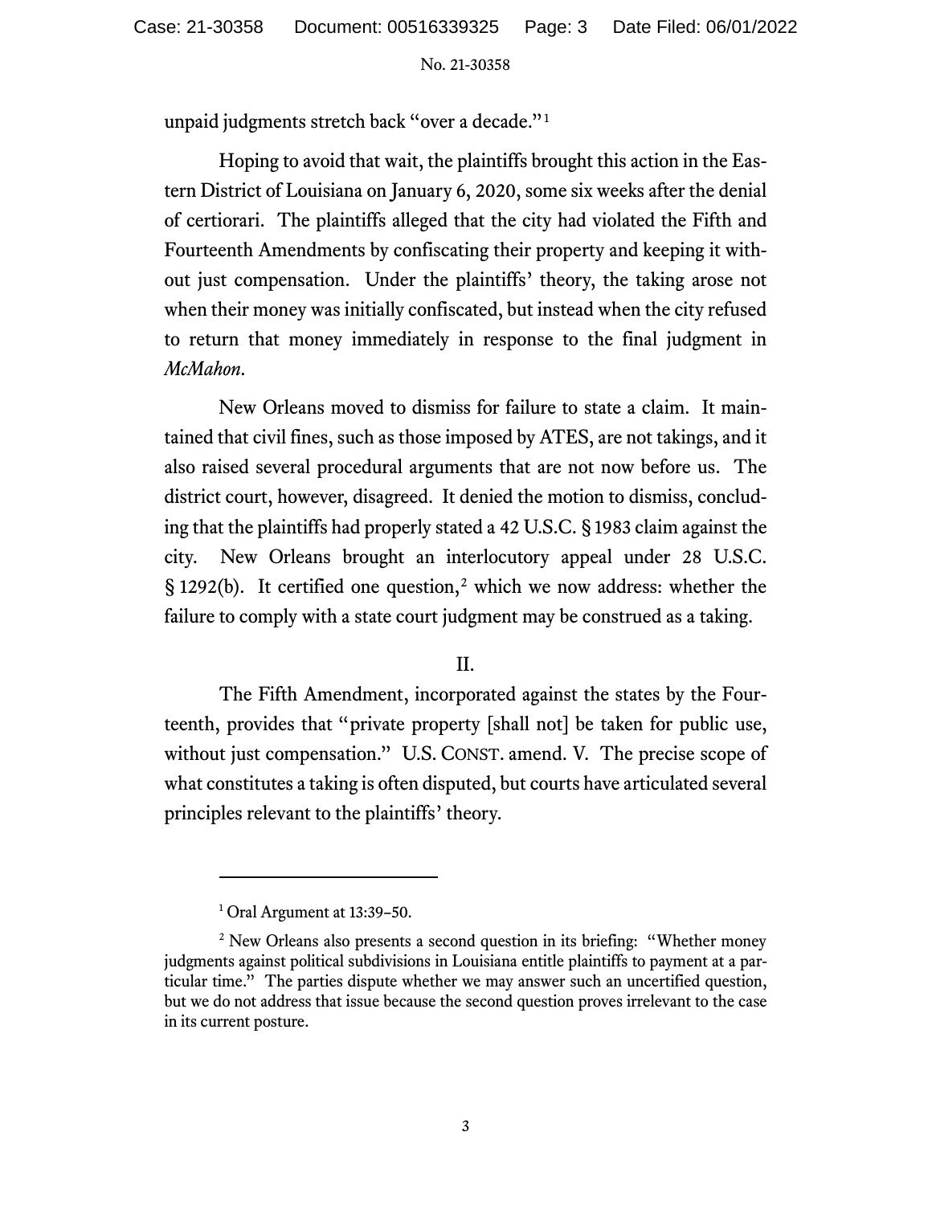unpaid judgments stretch back "over a decade."[1]

Hoping to avoid that wait, the plaintiffs brought this action in the Eastern District of Louisiana on January 6, 2020, some six weeks after the denial of certiorari. The plaintiffs alleged that the city had violated the Fifth and Fourteenth Amendments by confiscating their property and keeping it without just compensation. Under the plaintiffs' theory, the taking arose not when their money was initially confiscated, but instead when the city refused to return that money immediately in response to the final judgment in *McMahon*.

New Orleans moved to dismiss for failure to state a claim. It maintained that civil fines, such as those imposed by ATES, are not takings, and it also raised several procedural arguments that are not now before us. The district court, however, disagreed. It denied the motion to dismiss, concluding that the plaintiffs had properly stated a 42 U.S.C. § 1983 claim against the city. New Orleans brought an interlocutory appeal under 28 U.S.C. § 1292(b). It certified one question,[2] which we now address: whether the failure to comply with a state court judgment may be construed as a taking.

## II.

The Fifth Amendment, incorporated against the states by the Fourteenth, provides that "private property [shall not] be taken for public use, without just compensation." U.S. CONST. amend. V. The precise scope of what constitutes a taking is often disputed, but courts have articulated several principles relevant to the plaintiffs' theory.

---

[1] Oral Argument at 13:39–50.

[2] New Orleans also presents a second question in its briefing: "Whether money judgments against political subdivisions in Louisiana entitle plaintiffs to payment at a particular time." The parties dispute whether we may answer such an uncertified question, but we do not address that issue because the second question proves irrelevant to the case in its current posture.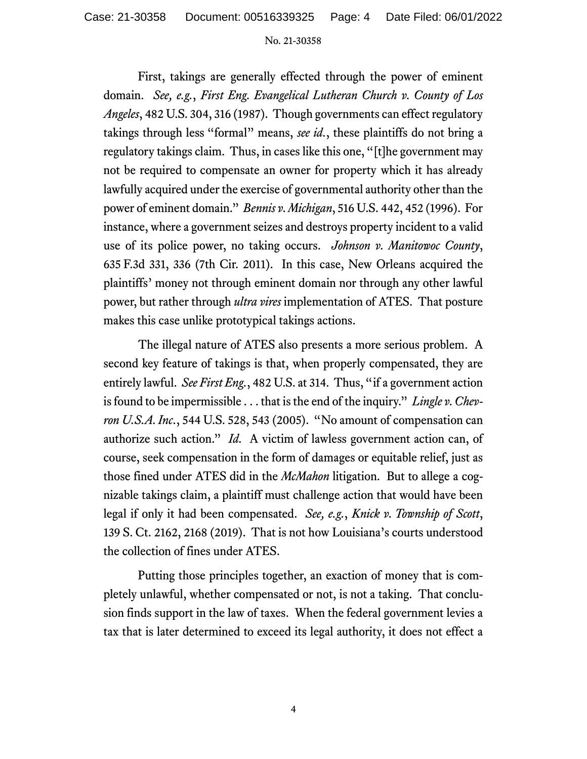First, takings are generally effected through the power of eminent domain. *See, e.g.*, *First Eng. Evangelical Lutheran Church v. County of Los Angeles*, 482 U.S. 304, 316 (1987). Though governments can effect regulatory takings through less "formal" means, *see id.*, these plaintiffs do not bring a regulatory takings claim. Thus, in cases like this one, "[t]he government may not be required to compensate an owner for property which it has already lawfully acquired under the exercise of governmental authority other than the power of eminent domain." *Bennis v. Michigan*, 516 U.S. 442, 452 (1996). For instance, where a government seizes and destroys property incident to a valid use of its police power, no taking occurs. *Johnson v. Manitowoc County*, 635 F.3d 331, 336 (7th Cir. 2011). In this case, New Orleans acquired the plaintiffs' money not through eminent domain nor through any other lawful power, but rather through *ultra vires* implementation of ATES. That posture makes this case unlike prototypical takings actions.

The illegal nature of ATES also presents a more serious problem. A second key feature of takings is that, when properly compensated, they are entirely lawful. *See First Eng.*, 482 U.S. at 314. Thus, "if a government action is found to be impermissible . . . that is the end of the inquiry." *Lingle v. Chevron U.S.A. Inc.*, 544 U.S. 528, 543 (2005). "No amount of compensation can authorize such action." *Id.* A victim of lawless government action can, of course, seek compensation in the form of damages or equitable relief, just as those fined under ATES did in the *McMahon* litigation. But to allege a cognizable takings claim, a plaintiff must challenge action that would have been legal if only it had been compensated. *See, e.g.*, *Knick v. Township of Scott*, 139 S. Ct. 2162, 2168 (2019). That is not how Louisiana's courts understood the collection of fines under ATES.

Putting those principles together, an exaction of money that is completely unlawful, whether compensated or not, is not a taking. That conclusion finds support in the law of taxes. When the federal government levies a tax that is later determined to exceed its legal authority, it does not effect a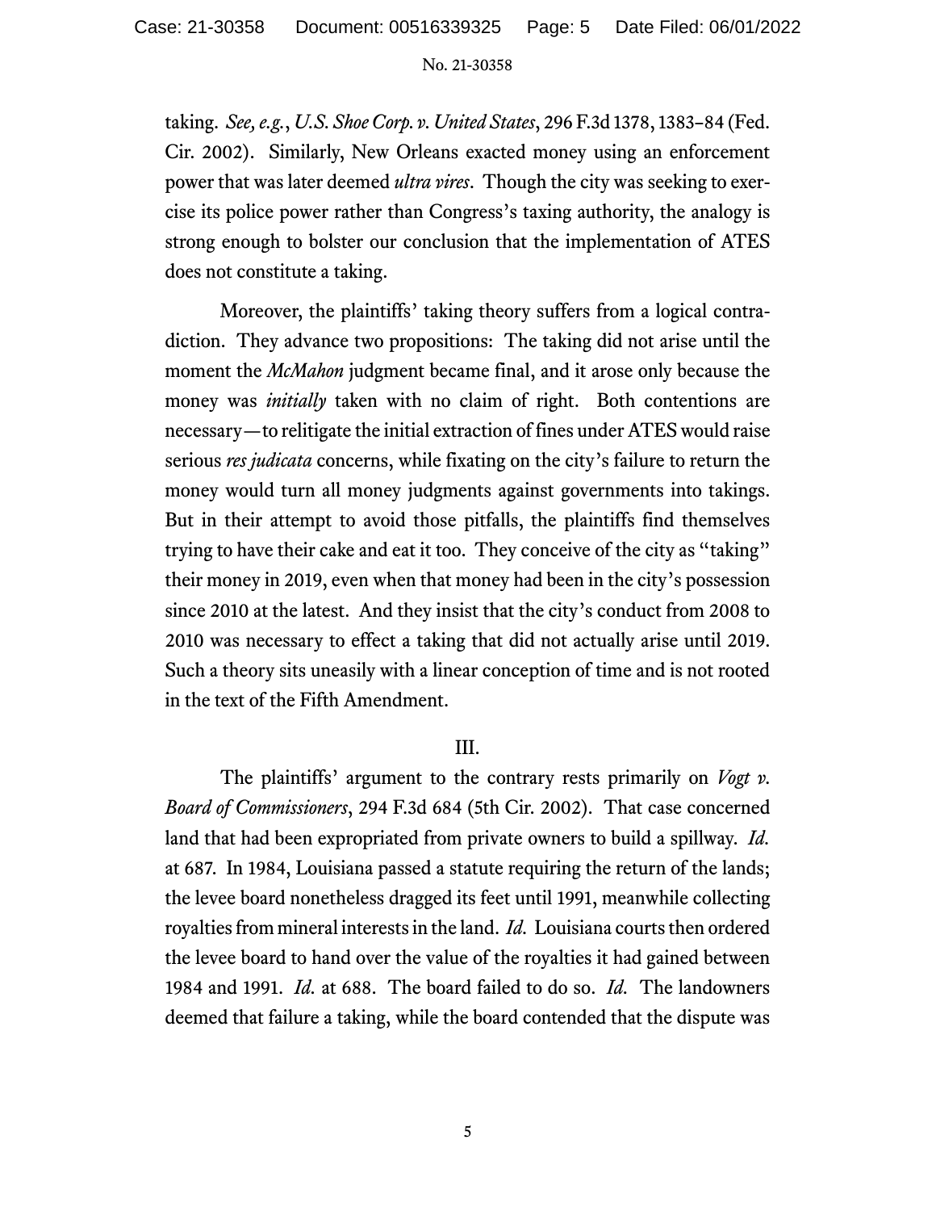taking. *See, e.g.*, *U.S. Shoe Corp. v. United States*, 296 F.3d 1378, 1383–84 (Fed. Cir. 2002). Similarly, New Orleans exacted money using an enforcement power that was later deemed *ultra vires*. Though the city was seeking to exercise its police power rather than Congress's taxing authority, the analogy is strong enough to bolster our conclusion that the implementation of ATES does not constitute a taking.

Moreover, the plaintiffs' taking theory suffers from a logical contradiction. They advance two propositions: The taking did not arise until the moment the *McMahon* judgment became final, and it arose only because the money was *initially* taken with no claim of right. Both contentions are necessary—to relitigate the initial extraction of fines under ATES would raise serious *res judicata* concerns, while fixating on the city's failure to return the money would turn all money judgments against governments into takings. But in their attempt to avoid those pitfalls, the plaintiffs find themselves trying to have their cake and eat it too. They conceive of the city as "taking" their money in 2019, even when that money had been in the city's possession since 2010 at the latest. And they insist that the city's conduct from 2008 to 2010 was necessary to effect a taking that did not actually arise until 2019. Such a theory sits uneasily with a linear conception of time and is not rooted in the text of the Fifth Amendment.

## III.

The plaintiffs' argument to the contrary rests primarily on *Vogt v. Board of Commissioners*, 294 F.3d 684 (5th Cir. 2002). That case concerned land that had been expropriated from private owners to build a spillway. *Id.* at 687. In 1984, Louisiana passed a statute requiring the return of the lands; the levee board nonetheless dragged its feet until 1991, meanwhile collecting royalties from mineral interests in the land. *Id.* Louisiana courts then ordered the levee board to hand over the value of the royalties it had gained between 1984 and 1991. *Id.* at 688. The board failed to do so. *Id.* The landowners deemed that failure a taking, while the board contended that the dispute was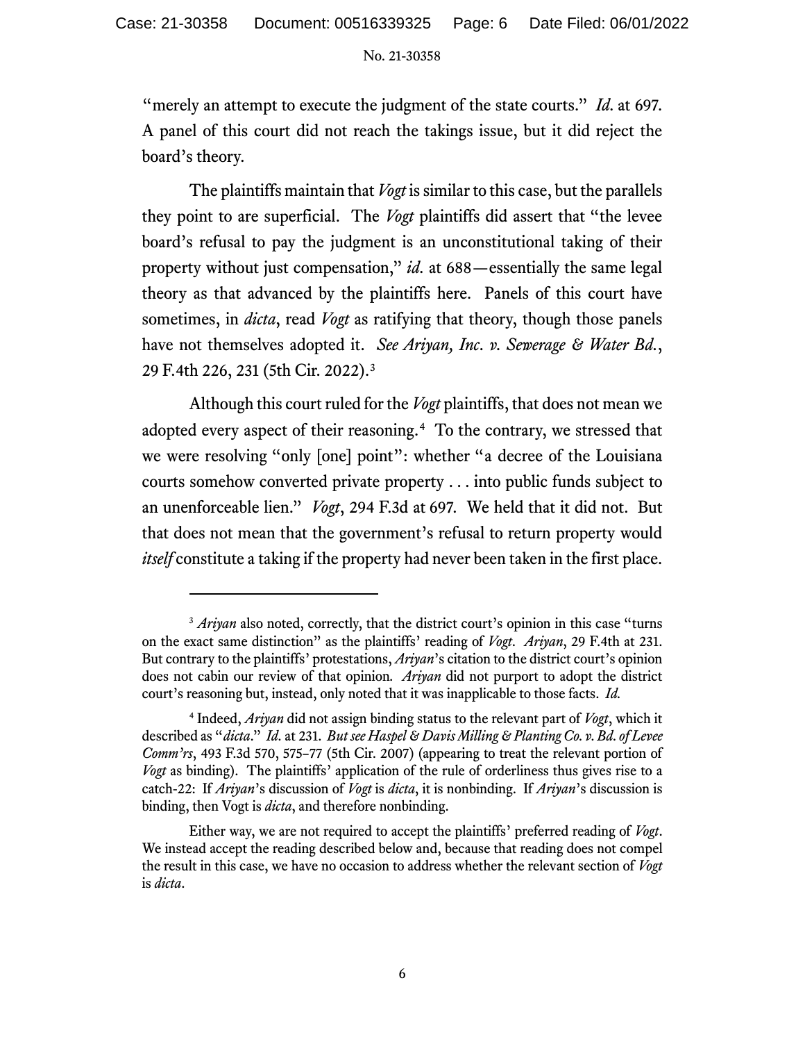"merely an attempt to execute the judgment of the state courts." *Id.* at 697. A panel of this court did not reach the takings issue, but it did reject the board's theory.

The plaintiffs maintain that *Vogt* is similar to this case, but the parallels they point to are superficial. The *Vogt* plaintiffs did assert that "the levee board's refusal to pay the judgment is an unconstitutional taking of their property without just compensation," *id.* at 688—essentially the same legal theory as that advanced by the plaintiffs here. Panels of this court have sometimes, in *dicta*, read *Vogt* as ratifying that theory, though those panels have not themselves adopted it. *See Ariyan, Inc. v. Sewerage & Water Bd.*, 29 F.4th 226, 231 (5th Cir. 2022).[3]

Although this court ruled for the *Vogt* plaintiffs, that does not mean we adopted every aspect of their reasoning.[4] To the contrary, we stressed that we were resolving "only [one] point": whether "a decree of the Louisiana courts somehow converted private property . . . into public funds subject to an unenforceable lien." *Vogt*, 294 F.3d at 697. We held that it did not. But that does not mean that the government's refusal to return property would *itself* constitute a taking if the property had never been taken in the first place.

---

[3] *Ariyan* also noted, correctly, that the district court's opinion in this case "turns on the exact same distinction" as the plaintiffs' reading of *Vogt*. *Ariyan*, 29 F.4th at 231. But contrary to the plaintiffs' protestations, *Ariyan*'s citation to the district court's opinion does not cabin our review of that opinion. *Ariyan* did not purport to adopt the district court's reasoning but, instead, only noted that it was inapplicable to those facts. *Id.*

[4] Indeed, *Ariyan* did not assign binding status to the relevant part of *Vogt*, which it described as "*dicta*." *Id.* at 231. *But see Haspel & Davis Milling & Planting Co. v. Bd. of Levee Comm'rs*, 493 F.3d 570, 575–77 (5th Cir. 2007) (appearing to treat the relevant portion of *Vogt* as binding). The plaintiffs' application of the rule of orderliness thus gives rise to a catch-22: If *Ariyan*'s discussion of *Vogt* is *dicta*, it is nonbinding. If *Ariyan*'s discussion is binding, then Vogt is *dicta*, and therefore nonbinding.

Either way, we are not required to accept the plaintiffs' preferred reading of *Vogt*. We instead accept the reading described below and, because that reading does not compel the result in this case, we have no occasion to address whether the relevant section of *Vogt* is *dicta*.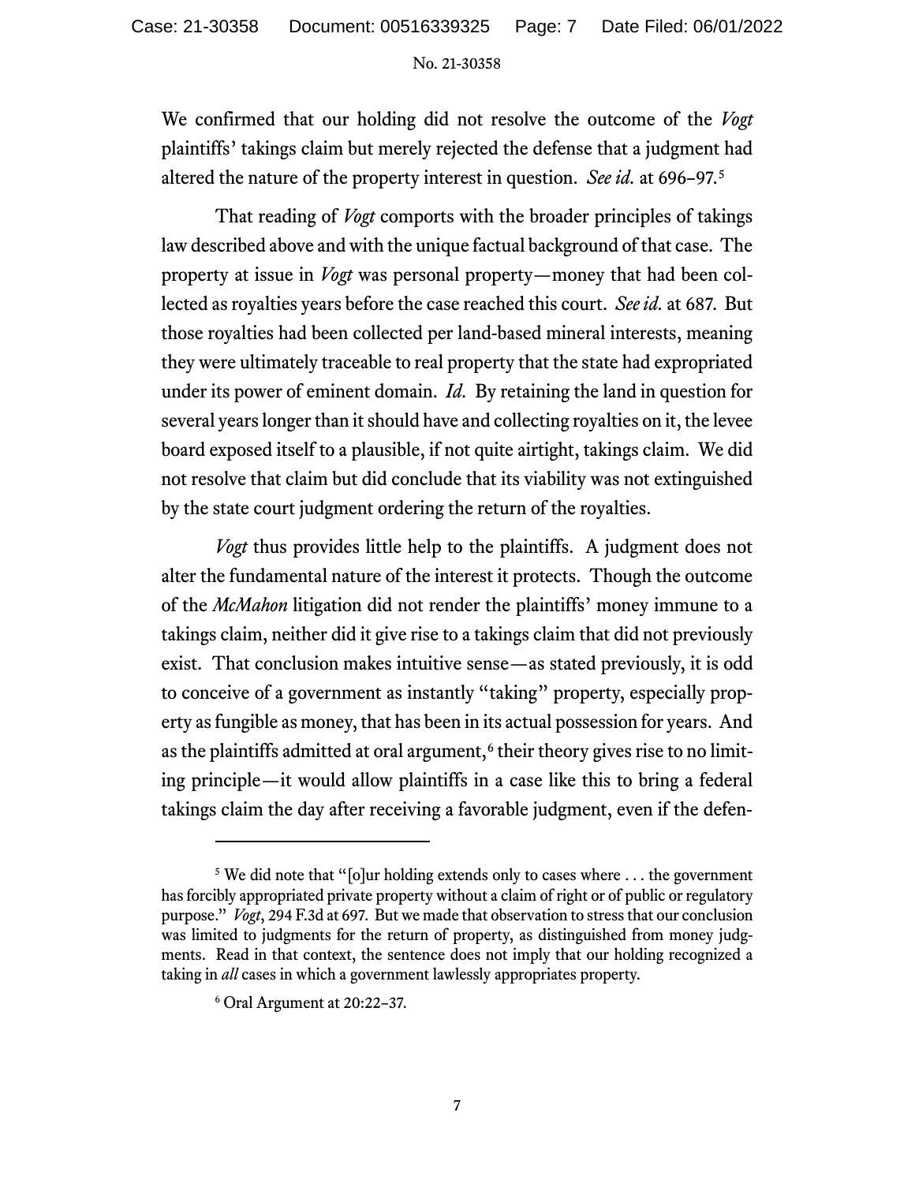We confirmed that our holding did not resolve the outcome of the *Vogt* plaintiffs' takings claim but merely rejected the defense that a judgment had altered the nature of the property interest in question. *See id.* at 696–97.[5]

That reading of *Vogt* comports with the broader principles of takings law described above and with the unique factual background of that case. The property at issue in *Vogt* was personal property—money that had been collected as royalties years before the case reached this court. *See id.* at 687. But those royalties had been collected per land-based mineral interests, meaning they were ultimately traceable to real property that the state had expropriated under its power of eminent domain. *Id.* By retaining the land in question for several years longer than it should have and collecting royalties on it, the levee board exposed itself to a plausible, if not quite airtight, takings claim. We did not resolve that claim but did conclude that its viability was not extinguished by the state court judgment ordering the return of the royalties.

*Vogt* thus provides little help to the plaintiffs. A judgment does not alter the fundamental nature of the interest it protects. Though the outcome of the *McMahon* litigation did not render the plaintiffs' money immune to a takings claim, neither did it give rise to a takings claim that did not previously exist. That conclusion makes intuitive sense—as stated previously, it is odd to conceive of a government as instantly "taking" property, especially property as fungible as money, that has been in its actual possession for years. And as the plaintiffs admitted at oral argument,[6] their theory gives rise to no limiting principle—it would allow plaintiffs in a case like this to bring a federal takings claim the day after receiving a favorable judgment, even if the defen-

---

[5] We did note that "[o]ur holding extends only to cases where . . . the government has forcibly appropriated private property without a claim of right or of public or regulatory purpose." *Vogt*, 294 F.3d at 697. But we made that observation to stress that our conclusion was limited to judgments for the return of property, as distinguished from money judgments. Read in that context, the sentence does not imply that our holding recognized a taking in *all* cases in which a government lawlessly appropriates property.

[6] Oral Argument at 20:22–37.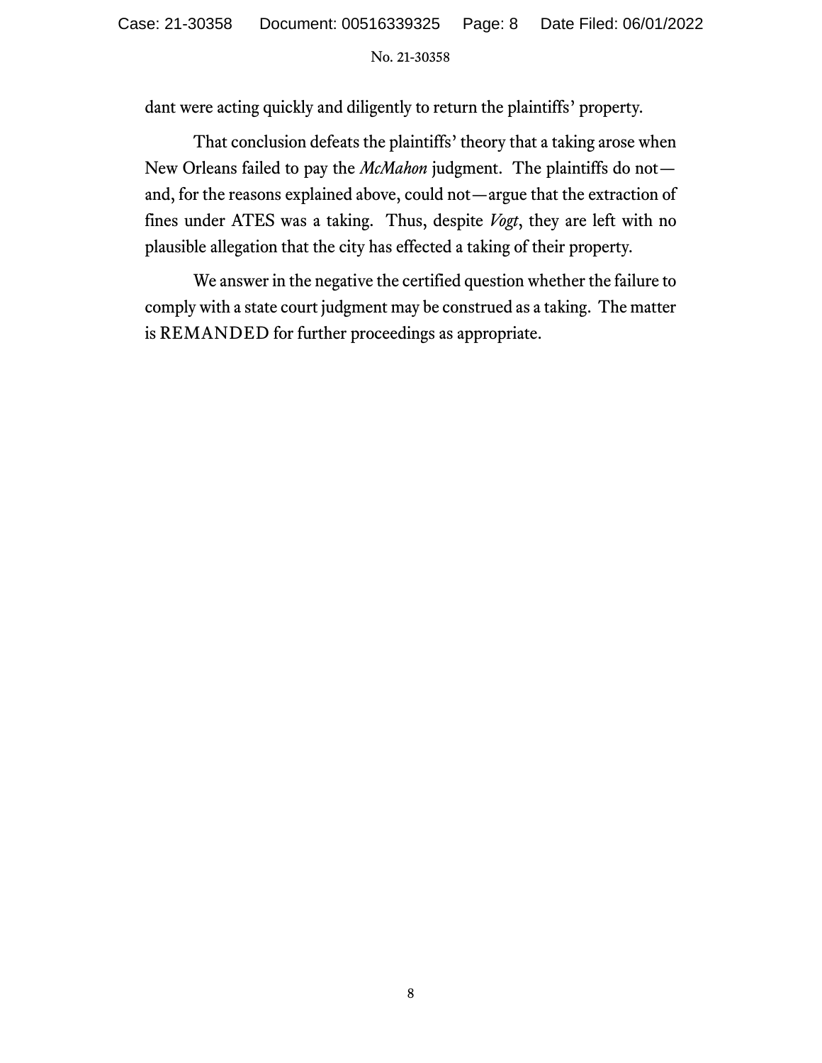dant were acting quickly and diligently to return the plaintiffs' property.

That conclusion defeats the plaintiffs' theory that a taking arose when New Orleans failed to pay the *McMahon* judgment. The plaintiffs do not—and, for the reasons explained above, could not—argue that the extraction of fines under ATES was a taking. Thus, despite *Vogt*, they are left with no plausible allegation that the city has effected a taking of their property.

We answer in the negative the certified question whether the failure to comply with a state court judgment may be construed as a taking. The matter is REMANDED for further proceedings as appropriate.